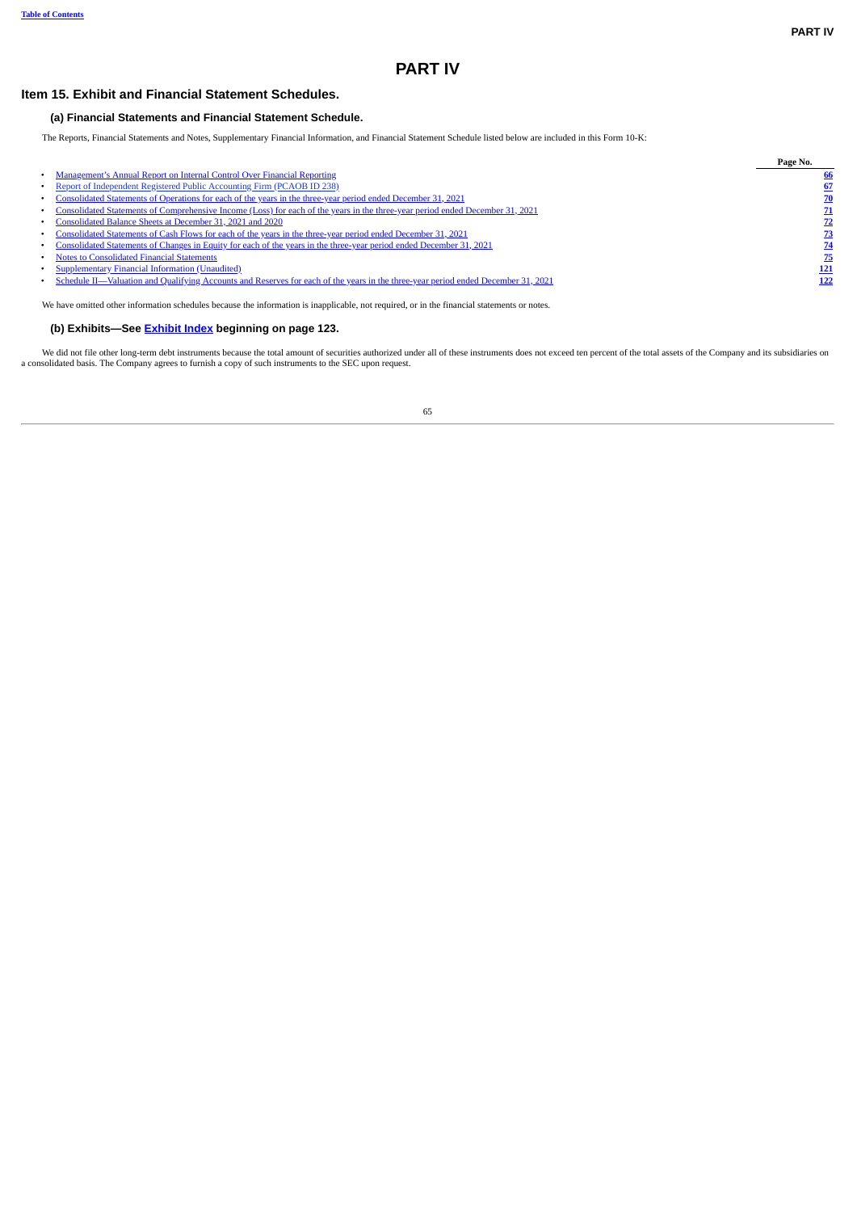# PART IV

## Item 15. Exhibit and Financial Statement Schedules.

### (a) Financial Statements and Financial Statement Schedule.

The Reports, Financial Statements and Notes, Supplementary Financial Information, and Financial Statement Schedule listed below are included in this Form 10-K:

| | Page No. |
|---|---|
| • Management's Annual Report on Internal Control Over Financial Reporting | 66 |
| • Report of Independent Registered Public Accounting Firm (PCAOB ID 238) | 67 |
| • Consolidated Statements of Operations for each of the years in the three-year period ended December 31, 2021 | 70 |
| • Consolidated Statements of Comprehensive Income (Loss) for each of the years in the three-year period ended December 31, 2021 | 71 |
| • Consolidated Balance Sheets at December 31, 2021 and 2020 | 72 |
| • Consolidated Statements of Cash Flows for each of the years in the three-year period ended December 31, 2021 | 73 |
| • Consolidated Statements of Changes in Equity for each of the years in the three-year period ended December 31, 2021 | 74 |
| • Notes to Consolidated Financial Statements | 75 |
| • Supplementary Financial Information (Unaudited) | 121 |
| • Schedule II—Valuation and Qualifying Accounts and Reserves for each of the years in the three-year period ended December 31, 2021 | 122 |

We have omitted other information schedules because the information is inapplicable, not required, or in the financial statements or notes.

### (b) Exhibits—See Exhibit Index beginning on page 123.

We did not file other long-term debt instruments because the total amount of securities authorized under all of these instruments does not exceed ten percent of the total assets of the Company and its subsidiaries on a consolidated basis. The Company agrees to furnish a copy of such instruments to the SEC upon request.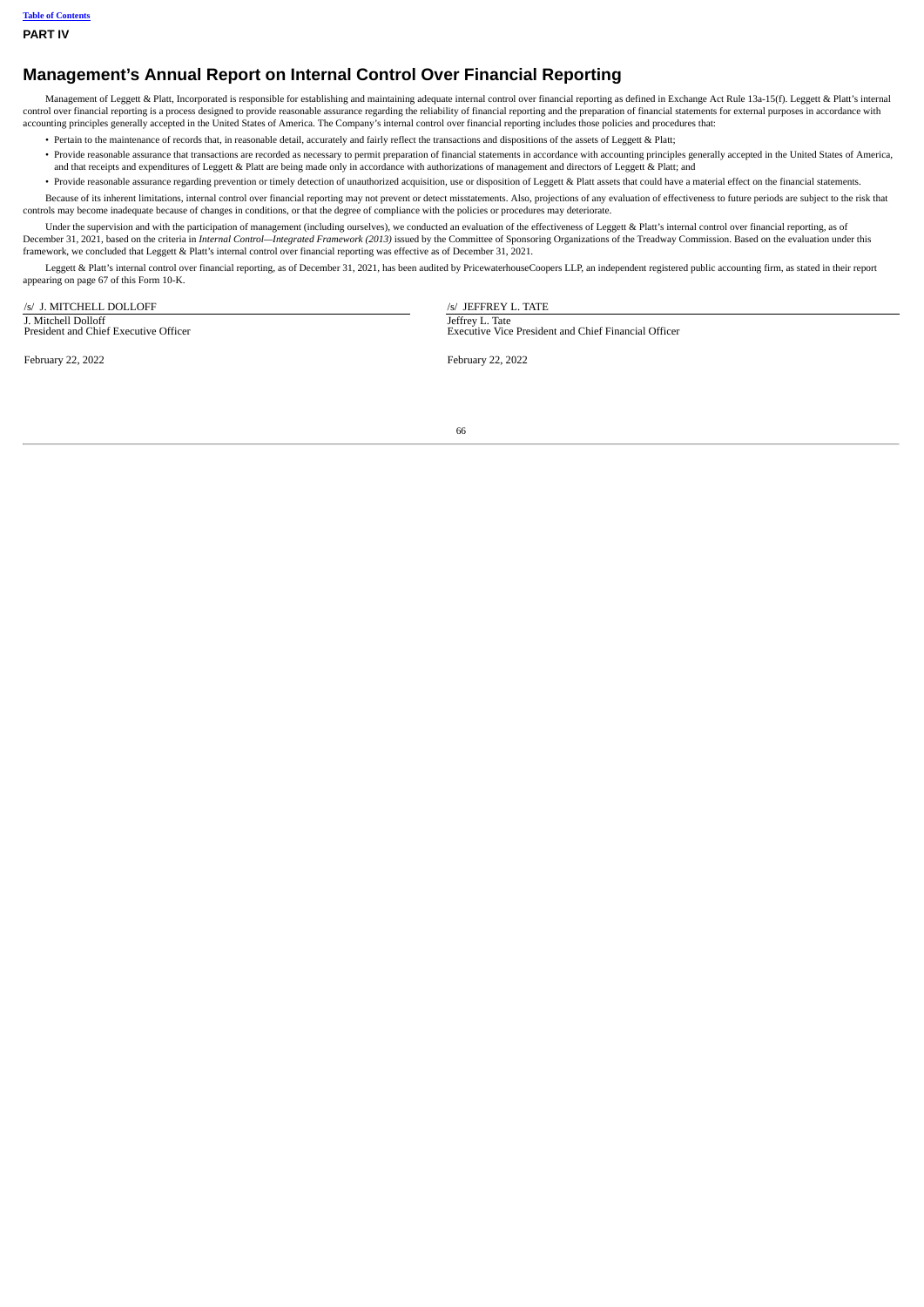# Management's Annual Report on Internal Control Over Financial Reporting

Management of Leggett & Platt, Incorporated is responsible for establishing and maintaining adequate internal control over financial reporting as defined in Exchange Act Rule 13a-15(f). Leggett & Platt's internal control over financial reporting is a process designed to provide reasonable assurance regarding the reliability of financial reporting and the preparation of financial statements for external purposes in accordance with accounting principles generally accepted in the United States of America. The Company's internal control over financial reporting includes those policies and procedures that:

- Pertain to the maintenance of records that, in reasonable detail, accurately and fairly reflect the transactions and dispositions of the assets of Leggett & Platt;
- Provide reasonable assurance that transactions are recorded as necessary to permit preparation of financial statements in accordance with accounting principles generally accepted in the United States of America, and that receipts and expenditures of Leggett & Platt are being made only in accordance with authorizations of management and directors of Leggett & Platt; and
- Provide reasonable assurance regarding prevention or timely detection of unauthorized acquisition, use or disposition of Leggett & Platt assets that could have a material effect on the financial statements.

Because of its inherent limitations, internal control over financial reporting may not prevent or detect misstatements. Also, projections of any evaluation of effectiveness to future periods are subject to the risk that controls may become inadequate because of changes in conditions, or that the degree of compliance with the policies or procedures may deteriorate.

Under the supervision and with the participation of management (including ourselves), we conducted an evaluation of the effectiveness of Leggett & Platt's internal control over financial reporting, as of December 31, 2021, based on the criteria in *Internal Control—Integrated Framework (2013)* issued by the Committee of Sponsoring Organizations of the Treadway Commission. Based on the evaluation under this framework, we concluded that Leggett & Platt's internal control over financial reporting was effective as of December 31, 2021.

Leggett & Platt's internal control over financial reporting, as of December 31, 2021, has been audited by PricewaterhouseCoopers LLP, an independent registered public accounting firm, as stated in their report appearing on page 67 of this Form 10-K.

/s/ J. MITCHELL DOLLOFF
J. Mitchell Dolloff
President and Chief Executive Officer

February 22, 2022

/s/ JEFFREY L. TATE
Jeffrey L. Tate
Executive Vice President and Chief Financial Officer

February 22, 2022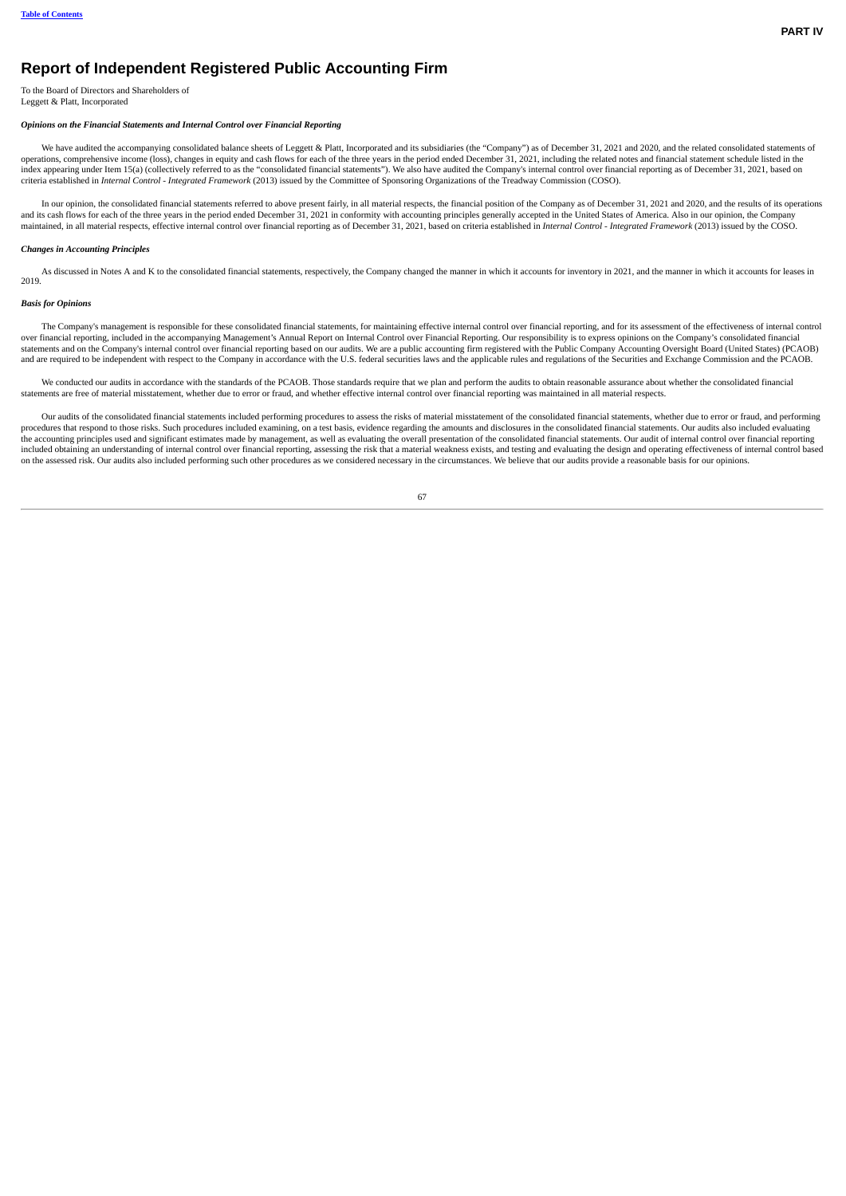# Report of Independent Registered Public Accounting Firm

To the Board of Directors and Shareholders of
Leggett & Platt, Incorporated

***Opinions on the Financial Statements and Internal Control over Financial Reporting***

We have audited the accompanying consolidated balance sheets of Leggett & Platt, Incorporated and its subsidiaries (the "Company") as of December 31, 2021 and 2020, and the related consolidated statements of operations, comprehensive income (loss), changes in equity and cash flows for each of the three years in the period ended December 31, 2021, including the related notes and financial statement schedule listed in the index appearing under Item 15(a) (collectively referred to as the "consolidated financial statements"). We also have audited the Company's internal control over financial reporting as of December 31, 2021, based on criteria established in *Internal Control - Integrated Framework* (2013) issued by the Committee of Sponsoring Organizations of the Treadway Commission (COSO).

In our opinion, the consolidated financial statements referred to above present fairly, in all material respects, the financial position of the Company as of December 31, 2021 and 2020, and the results of its operations and its cash flows for each of the three years in the period ended December 31, 2021 in conformity with accounting principles generally accepted in the United States of America. Also in our opinion, the Company maintained, in all material respects, effective internal control over financial reporting as of December 31, 2021, based on criteria established in *Internal Control - Integrated Framework* (2013) issued by the COSO.

***Changes in Accounting Principles***

As discussed in Notes A and K to the consolidated financial statements, respectively, the Company changed the manner in which it accounts for inventory in 2021, and the manner in which it accounts for leases in 2019.

***Basis for Opinions***

The Company's management is responsible for these consolidated financial statements, for maintaining effective internal control over financial reporting, and for its assessment of the effectiveness of internal control over financial reporting, included in the accompanying Management's Annual Report on Internal Control over Financial Reporting. Our responsibility is to express opinions on the Company's consolidated financial statements and on the Company's internal control over financial reporting based on our audits. We are a public accounting firm registered with the Public Company Accounting Oversight Board (United States) (PCAOB) and are required to be independent with respect to the Company in accordance with the U.S. federal securities laws and the applicable rules and regulations of the Securities and Exchange Commission and the PCAOB.

We conducted our audits in accordance with the standards of the PCAOB. Those standards require that we plan and perform the audits to obtain reasonable assurance about whether the consolidated financial statements are free of material misstatement, whether due to error or fraud, and whether effective internal control over financial reporting was maintained in all material respects.

Our audits of the consolidated financial statements included performing procedures to assess the risks of material misstatement of the consolidated financial statements, whether due to error or fraud, and performing procedures that respond to those risks. Such procedures included examining, on a test basis, evidence regarding the amounts and disclosures in the consolidated financial statements. Our audits also included evaluating the accounting principles used and significant estimates made by management, as well as evaluating the overall presentation of the consolidated financial statements. Our audit of internal control over financial reporting included obtaining an understanding of internal control over financial reporting, assessing the risk that a material weakness exists, and testing and evaluating the design and operating effectiveness of internal control based on the assessed risk. Our audits also included performing such other procedures as we considered necessary in the circumstances. We believe that our audits provide a reasonable basis for our opinions.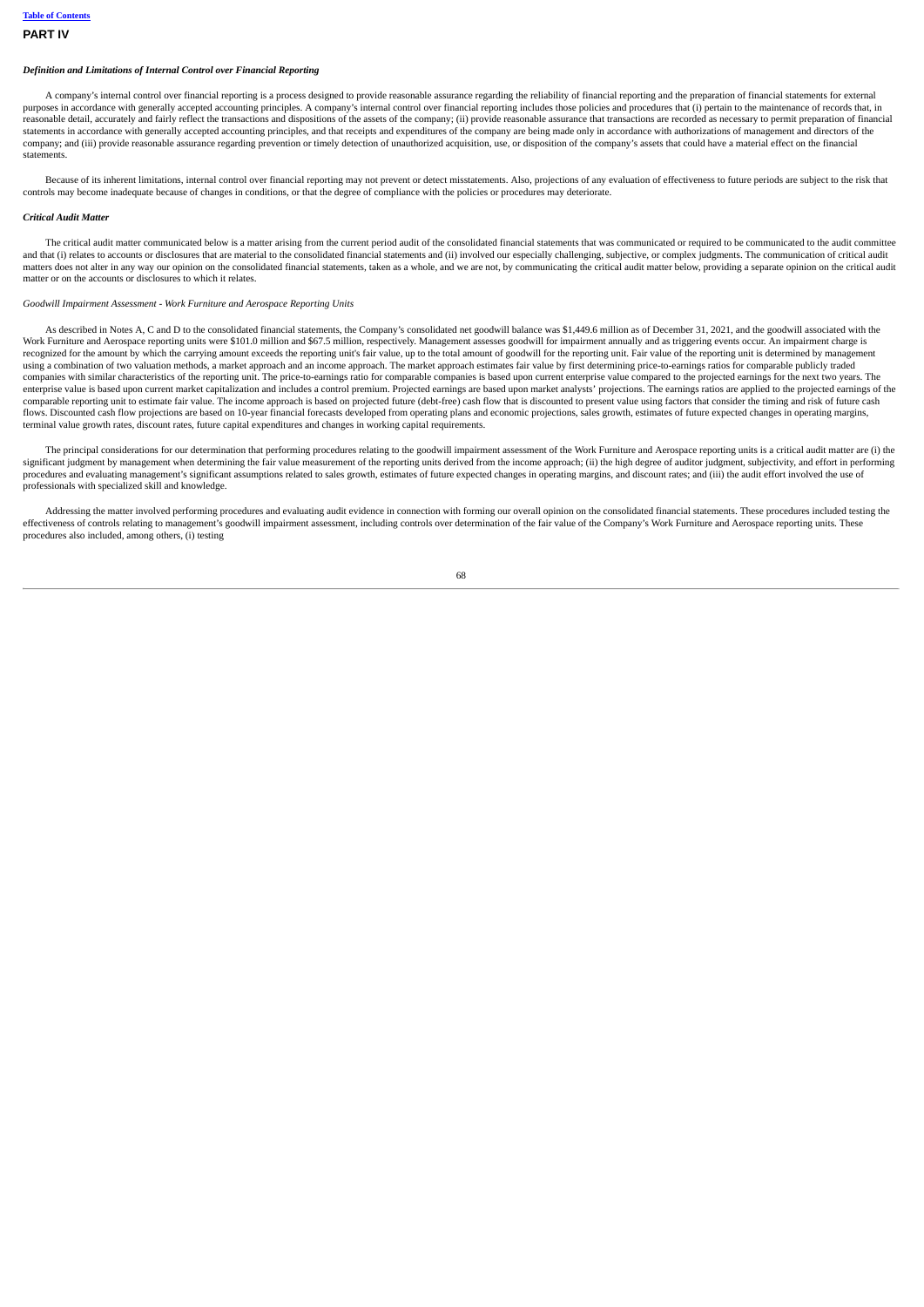**PART IV**

***Definition and Limitations of Internal Control over Financial Reporting***

A company's internal control over financial reporting is a process designed to provide reasonable assurance regarding the reliability of financial reporting and the preparation of financial statements for external purposes in accordance with generally accepted accounting principles. A company's internal control over financial reporting includes those policies and procedures that (i) pertain to the maintenance of records that, in reasonable detail, accurately and fairly reflect the transactions and dispositions of the assets of the company; (ii) provide reasonable assurance that transactions are recorded as necessary to permit preparation of financial statements in accordance with generally accepted accounting principles, and that receipts and expenditures of the company are being made only in accordance with authorizations of management and directors of the company; and (iii) provide reasonable assurance regarding prevention or timely detection of unauthorized acquisition, use, or disposition of the company's assets that could have a material effect on the financial statements.

Because of its inherent limitations, internal control over financial reporting may not prevent or detect misstatements. Also, projections of any evaluation of effectiveness to future periods are subject to the risk that controls may become inadequate because of changes in conditions, or that the degree of compliance with the policies or procedures may deteriorate.

***Critical Audit Matter***

The critical audit matter communicated below is a matter arising from the current period audit of the consolidated financial statements that was communicated or required to be communicated to the audit committee and that (i) relates to accounts or disclosures that are material to the consolidated financial statements and (ii) involved our especially challenging, subjective, or complex judgments. The communication of critical audit matters does not alter in any way our opinion on the consolidated financial statements, taken as a whole, and we are not, by communicating the critical audit matter below, providing a separate opinion on the critical audit matter or on the accounts or disclosures to which it relates.

*Goodwill Impairment Assessment - Work Furniture and Aerospace Reporting Units*

As described in Notes A, C and D to the consolidated financial statements, the Company's consolidated net goodwill balance was $1,449.6 million as of December 31, 2021, and the goodwill associated with the Work Furniture and Aerospace reporting units were $101.0 million and $67.5 million, respectively. Management assesses goodwill for impairment annually and as triggering events occur. An impairment charge is recognized for the amount by which the carrying amount exceeds the reporting unit's fair value, up to the total amount of goodwill for the reporting unit. Fair value of the reporting unit is determined by management using a combination of two valuation methods, a market approach and an income approach. The market approach estimates fair value by first determining price-to-earnings ratios for comparable publicly traded companies with similar characteristics of the reporting unit. The price-to-earnings ratio for comparable companies is based upon current enterprise value compared to the projected earnings for the next two years. The enterprise value is based upon current market capitalization and includes a control premium. Projected earnings are based upon market analysts' projections. The earnings ratios are applied to the projected earnings of the comparable reporting unit to estimate fair value. The income approach is based on projected future (debt-free) cash flow that is discounted to present value using factors that consider the timing and risk of future cash flows. Discounted cash flow projections are based on 10-year financial forecasts developed from operating plans and economic projections, sales growth, estimates of future expected changes in operating margins, terminal value growth rates, discount rates, future capital expenditures and changes in working capital requirements.

The principal considerations for our determination that performing procedures relating to the goodwill impairment assessment of the Work Furniture and Aerospace reporting units is a critical audit matter are (i) the significant judgment by management when determining the fair value measurement of the reporting units derived from the income approach; (ii) the high degree of auditor judgment, subjectivity, and effort in performing procedures and evaluating management's significant assumptions related to sales growth, estimates of future expected changes in operating margins, and discount rates; and (iii) the audit effort involved the use of professionals with specialized skill and knowledge.

Addressing the matter involved performing procedures and evaluating audit evidence in connection with forming our overall opinion on the consolidated financial statements. These procedures included testing the effectiveness of controls relating to management's goodwill impairment assessment, including controls over determination of the fair value of the Company's Work Furniture and Aerospace reporting units. These procedures also included, among others, (i) testing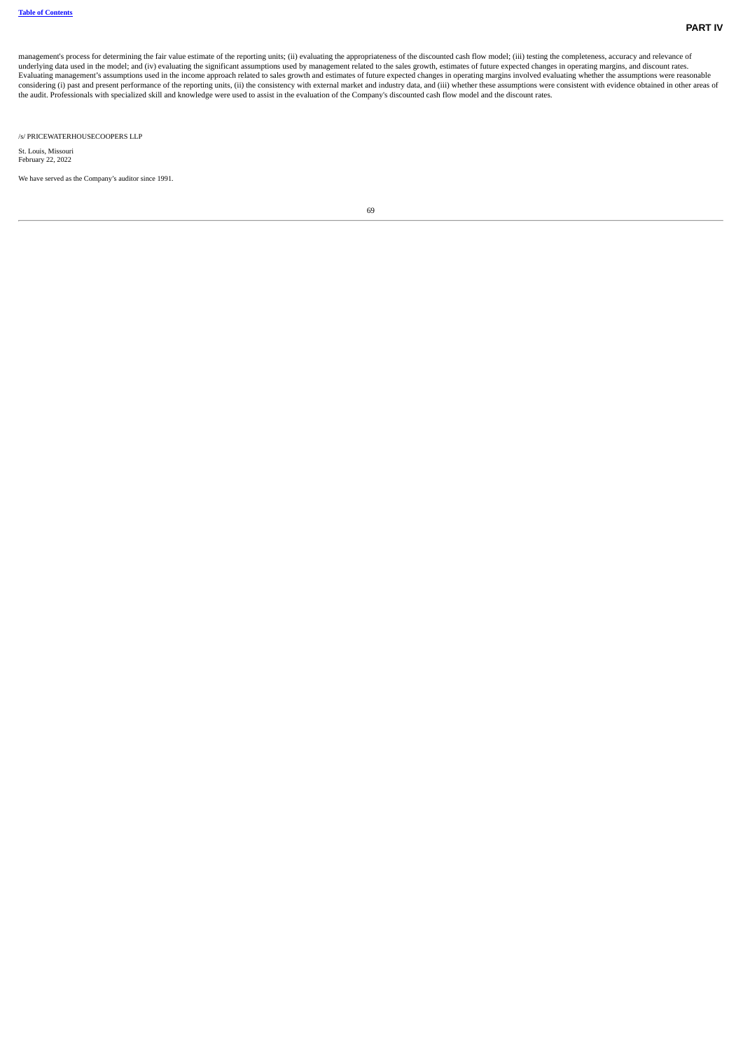management's process for determining the fair value estimate of the reporting units; (ii) evaluating the appropriateness of the discounted cash flow model; (iii) testing the completeness, accuracy and relevance of underlying data used in the model; and (iv) evaluating the significant assumptions used by management related to the sales growth, estimates of future expected changes in operating margins, and discount rates. Evaluating management's assumptions used in the income approach related to sales growth and estimates of future expected changes in operating margins involved evaluating whether the assumptions were reasonable considering (i) past and present performance of the reporting units, (ii) the consistency with external market and industry data, and (iii) whether these assumptions were consistent with evidence obtained in other areas of the audit. Professionals with specialized skill and knowledge were used to assist in the evaluation of the Company's discounted cash flow model and the discount rates.

/s/ PRICEWATERHOUSECOOPERS LLP

St. Louis, Missouri
February 22, 2022

We have served as the Company's auditor since 1991.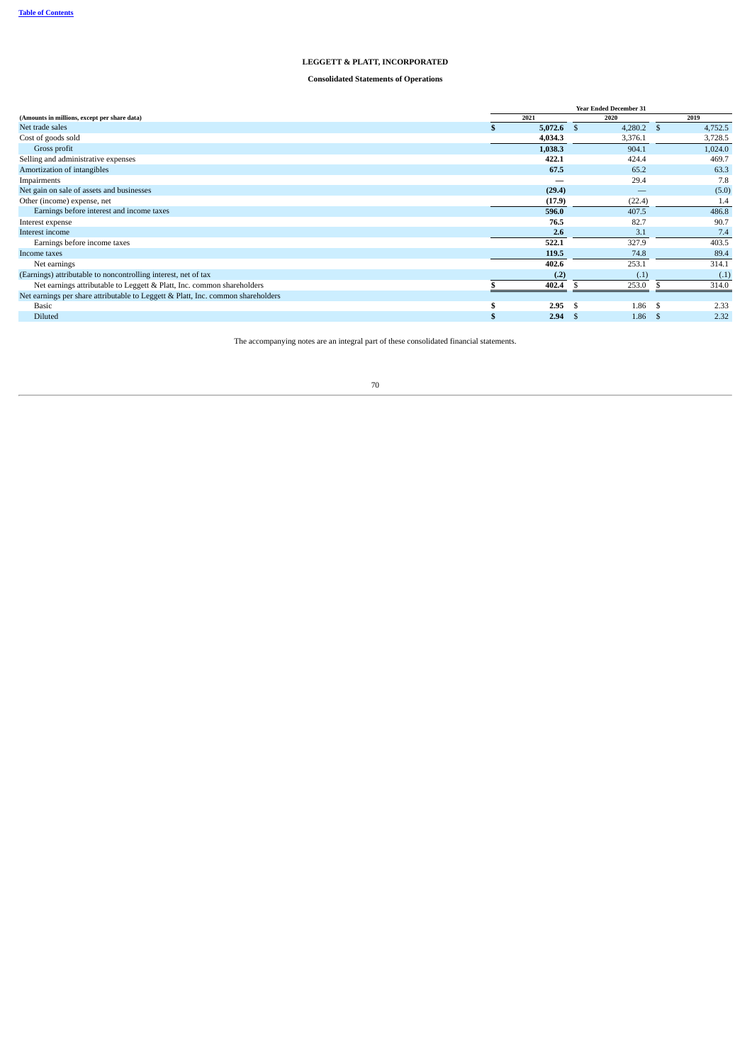**LEGGETT & PLATT, INCORPORATED**

**Consolidated Statements of Operations**

| (Amounts in millions, except per share data) | Year Ended December 31 2021 | 2020 | 2019 |
|---|---|---|---|
| Net trade sales | $ **5,072.6** | $ 4,280.2 | $ 4,752.5 |
| Cost of goods sold | **4,034.3** | 3,376.1 | 3,728.5 |
| Gross profit | **1,038.3** | 904.1 | 1,024.0 |
| Selling and administrative expenses | **422.1** | 424.4 | 469.7 |
| Amortization of intangibles | **67.5** | 65.2 | 63.3 |
| Impairments | **—** | 29.4 | 7.8 |
| Net gain on sale of assets and businesses | **(29.4)** | — | (5.0) |
| Other (income) expense, net | **(17.9)** | (22.4) | 1.4 |
| Earnings before interest and income taxes | **596.0** | 407.5 | 486.8 |
| Interest expense | **76.5** | 82.7 | 90.7 |
| Interest income | **2.6** | 3.1 | 7.4 |
| Earnings before income taxes | **522.1** | 327.9 | 403.5 |
| Income taxes | **119.5** | 74.8 | 89.4 |
| Net earnings | **402.6** | 253.1 | 314.1 |
| (Earnings) attributable to noncontrolling interest, net of tax | **(.2)** | (.1) | (.1) |
| Net earnings attributable to Leggett & Platt, Inc. common shareholders | $ **402.4** | $ 253.0 | $ 314.0 |
| Net earnings per share attributable to Leggett & Platt, Inc. common shareholders | | | |
| Basic | $ **2.95** | $ 1.86 | $ 2.33 |
| Diluted | $ **2.94** | $ 1.86 | $ 2.32 |

The accompanying notes are an integral part of these consolidated financial statements.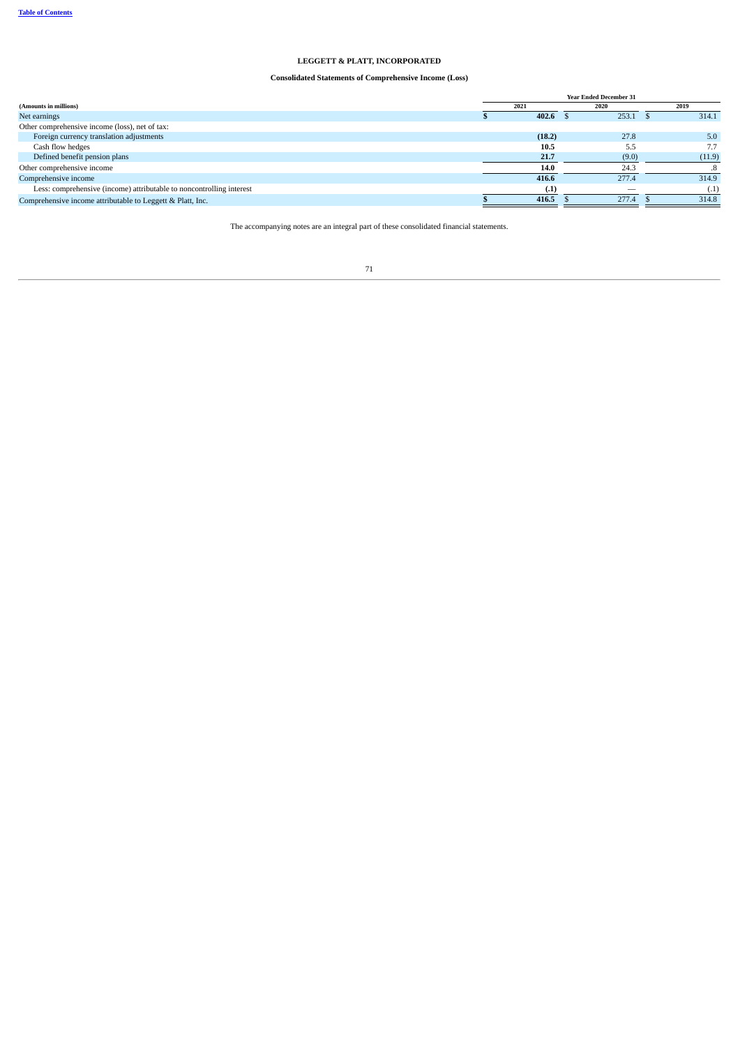# LEGGETT & PLATT, INCORPORATED

## Consolidated Statements of Comprehensive Income (Loss)

| (Amounts in millions) | Year Ended December 31 2021 | 2020 | 2019 |
|---|---|---|---|
| Net earnings | **$ 402.6** | $ 253.1 | $ 314.1 |
| Other comprehensive income (loss), net of tax: | | | |
| Foreign currency translation adjustments | **(18.2)** | 27.8 | 5.0 |
| Cash flow hedges | **10.5** | 5.5 | 7.7 |
| Defined benefit pension plans | **21.7** | (9.0) | (11.9) |
| Other comprehensive income | **14.0** | 24.3 | .8 |
| Comprehensive income | **416.6** | 277.4 | 314.9 |
| Less: comprehensive (income) attributable to noncontrolling interest | **(.1)** | — | (.1) |
| Comprehensive income attributable to Leggett & Platt, Inc. | **$ 416.5** | $ 277.4 | $ 314.8 |

The accompanying notes are an integral part of these consolidated financial statements.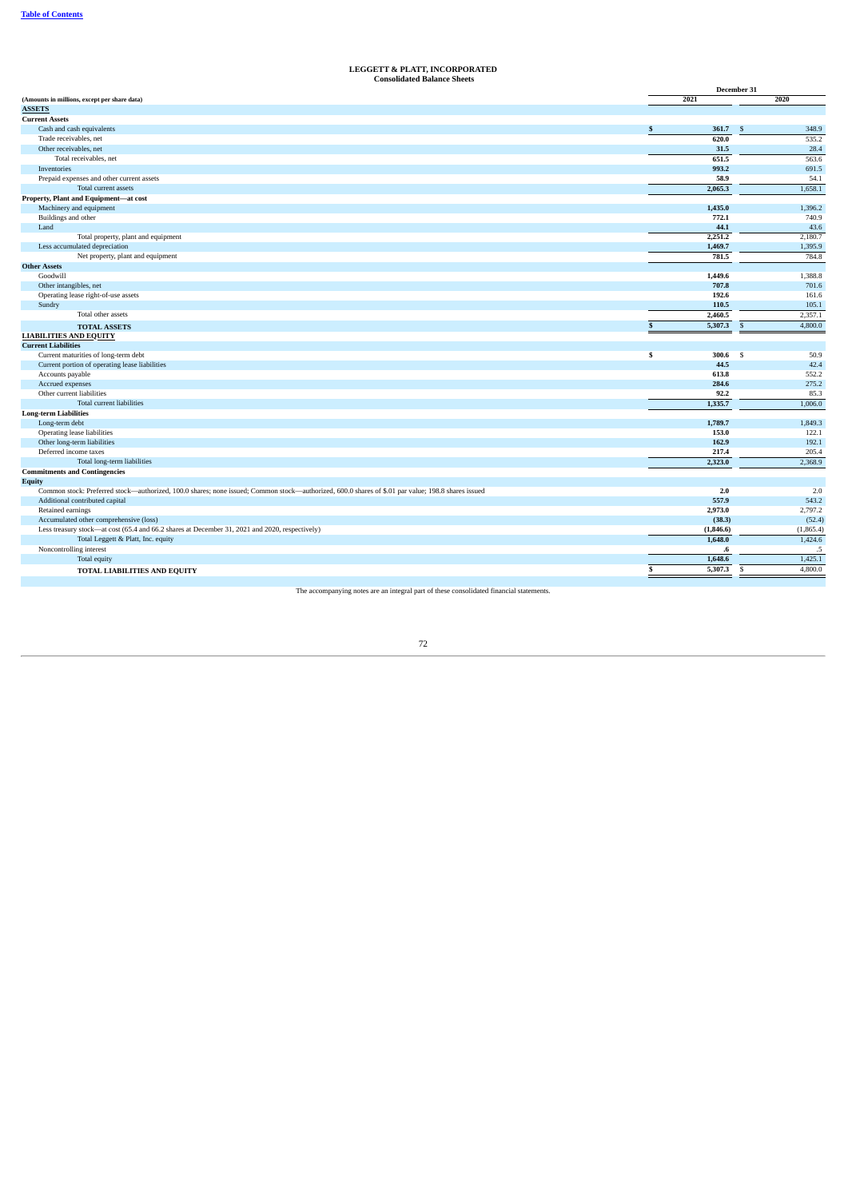[Table of Contents](#)

# LEGGETT & PLATT, INCORPORATED
## Consolidated Balance Sheets

| (Amounts in millions, except per share data) | December 31 2021 | 2020 |
|---|---|---|
| **ASSETS** | | |
| **Current Assets** | | |
| Cash and cash equivalents | $ 361.7 | $ 348.9 |
| Trade receivables, net | 620.0 | 535.2 |
| Other receivables, net | 31.5 | 28.4 |
| Total receivables, net | 651.5 | 563.6 |
| Inventories | 993.2 | 691.5 |
| Prepaid expenses and other current assets | 58.9 | 54.1 |
| Total current assets | 2,065.3 | 1,658.1 |
| **Property, Plant and Equipment—at cost** | | |
| Machinery and equipment | 1,435.0 | 1,396.2 |
| Buildings and other | 772.1 | 740.9 |
| Land | 44.1 | 43.6 |
| Total property, plant and equipment | 2,251.2 | 2,180.7 |
| Less accumulated depreciation | 1,469.7 | 1,395.9 |
| Net property, plant and equipment | 781.5 | 784.8 |
| **Other Assets** | | |
| Goodwill | 1,449.6 | 1,388.8 |
| Other intangibles, net | 707.8 | 701.6 |
| Operating lease right-of-use assets | 192.6 | 161.6 |
| Sundry | 110.5 | 105.1 |
| Total other assets | 2,460.5 | 2,357.1 |
| **TOTAL ASSETS** | $ 5,307.3 | $ 4,800.0 |
| **LIABILITIES AND EQUITY** | | |
| **Current Liabilities** | | |
| Current maturities of long-term debt | $ 300.6 | $ 50.9 |
| Current portion of operating lease liabilities | 44.5 | 42.4 |
| Accounts payable | 613.8 | 552.2 |
| Accrued expenses | 284.6 | 275.2 |
| Other current liabilities | 92.2 | 85.3 |
| Total current liabilities | 1,335.7 | 1,006.0 |
| **Long-term Liabilities** | | |
| Long-term debt | 1,789.7 | 1,849.3 |
| Operating lease liabilities | 153.0 | 122.1 |
| Other long-term liabilities | 162.9 | 192.1 |
| Deferred income taxes | 217.4 | 205.4 |
| Total long-term liabilities | 2,323.0 | 2,368.9 |
| **Commitments and Contingencies** | | |
| **Equity** | | |
| Common stock: Preferred stock—authorized, 100.0 shares; none issued; Common stock—authorized, 600.0 shares of $.01 par value; 198.8 shares issued | 2.0 | 2.0 |
| Additional contributed capital | 557.9 | 543.2 |
| Retained earnings | 2,973.0 | 2,797.2 |
| Accumulated other comprehensive (loss) | (38.3) | (52.4) |
| Less treasury stock—at cost (65.4 and 66.2 shares at December 31, 2021 and 2020, respectively) | (1,846.6) | (1,865.4) |
| Total Leggett & Platt, Inc. equity | 1,648.0 | 1,424.6 |
| Noncontrolling interest | .6 | .5 |
| Total equity | 1,648.6 | 1,425.1 |
| **TOTAL LIABILITIES AND EQUITY** | $ 5,307.3 | $ 4,800.0 |

The accompanying notes are an integral part of these consolidated financial statements.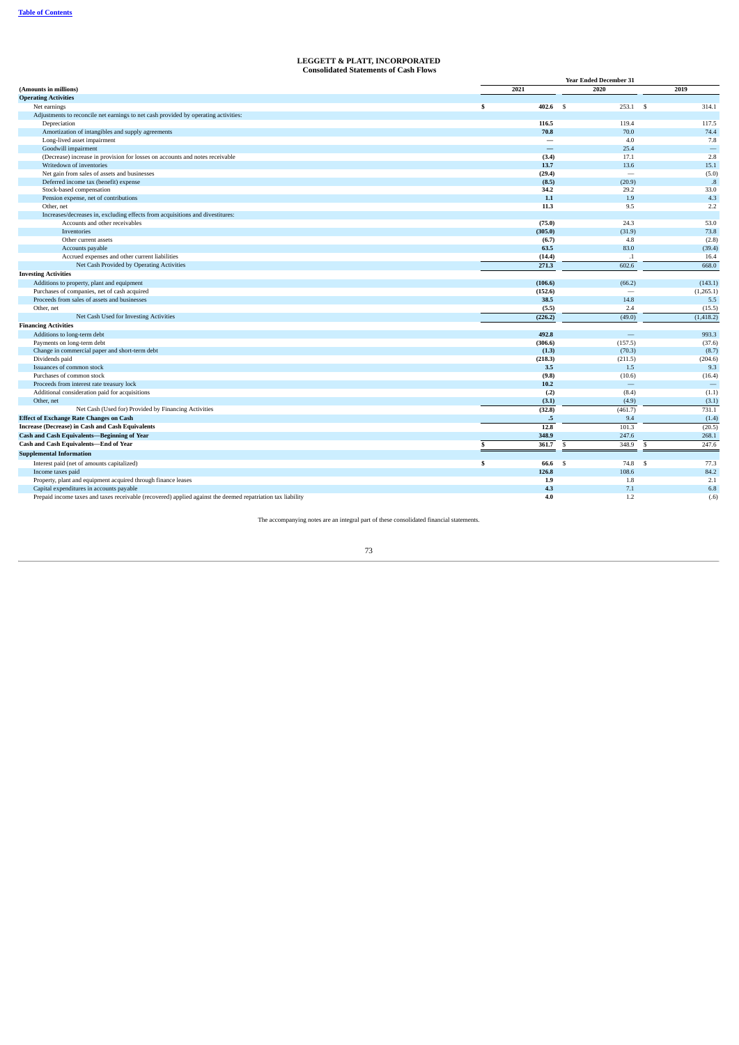# LEGGETT & PLATT, INCORPORATED
## Consolidated Statements of Cash Flows

| (Amounts in millions) | Year Ended December 31 | | |
|---|---|---|---|
| | 2021 | 2020 | 2019 |
| **Operating Activities** | | | |
| Net earnings | $ 402.6 | $ 253.1 | $ 314.1 |
| Adjustments to reconcile net earnings to net cash provided by operating activities: | | | |
| Depreciation | 116.5 | 119.4 | 117.5 |
| Amortization of intangibles and supply agreements | 70.8 | 70.0 | 74.4 |
| Long-lived asset impairment | — | 4.0 | 7.8 |
| Goodwill impairment | — | 25.4 | — |
| (Decrease) increase in provision for losses on accounts and notes receivable | (3.4) | 17.1 | 2.8 |
| Writedown of inventories | 13.7 | 13.6 | 15.1 |
| Net gain from sales of assets and businesses | (29.4) | — | (5.0) |
| Deferred income tax (benefit) expense | (8.5) | (20.9) | .8 |
| Stock-based compensation | 34.2 | 29.2 | 33.0 |
| Pension expense, net of contributions | 1.1 | 1.9 | 4.3 |
| Other, net | 11.3 | 9.5 | 2.2 |
| Increases/decreases in, excluding effects from acquisitions and divestitures: | | | |
| Accounts and other receivables | (75.0) | 24.3 | 53.0 |
| Inventories | (305.0) | (31.9) | 73.8 |
| Other current assets | (6.7) | 4.8 | (2.8) |
| Accounts payable | 63.5 | 83.0 | (39.4) |
| Accrued expenses and other current liabilities | (14.4) | .1 | 16.4 |
| Net Cash Provided by Operating Activities | 271.3 | 602.6 | 668.0 |
| **Investing Activities** | | | |
| Additions to property, plant and equipment | (106.6) | (66.2) | (143.1) |
| Purchases of companies, net of cash acquired | (152.6) | — | (1,265.1) |
| Proceeds from sales of assets and businesses | 38.5 | 14.8 | 5.5 |
| Other, net | (5.5) | 2.4 | (15.5) |
| Net Cash Used for Investing Activities | (226.2) | (49.0) | (1,418.2) |
| **Financing Activities** | | | |
| Additions to long-term debt | 492.8 | — | 993.3 |
| Payments on long-term debt | (306.6) | (157.5) | (37.6) |
| Change in commercial paper and short-term debt | (1.3) | (70.3) | (8.7) |
| Dividends paid | (218.3) | (211.5) | (204.6) |
| Issuances of common stock | 3.5 | 1.5 | 9.3 |
| Purchases of common stock | (9.8) | (10.6) | (16.4) |
| Proceeds from interest rate treasury lock | 10.2 | — | — |
| Additional consideration paid for acquisitions | (.2) | (8.4) | (1.1) |
| Other, net | (3.1) | (4.9) | (3.1) |
| Net Cash (Used for) Provided by Financing Activities | (32.8) | (461.7) | 731.1 |
| **Effect of Exchange Rate Changes on Cash** | .5 | 9.4 | (1.4) |
| **Increase (Decrease) in Cash and Cash Equivalents** | 12.8 | 101.3 | (20.5) |
| **Cash and Cash Equivalents—Beginning of Year** | 348.9 | 247.6 | 268.1 |
| **Cash and Cash Equivalents—End of Year** | $ 361.7 | $ 348.9 | $ 247.6 |
| **Supplemental Information** | | | |
| Interest paid (net of amounts capitalized) | $ 66.6 | $ 74.8 | $ 77.3 |
| Income taxes paid | 126.8 | 108.6 | 84.2 |
| Property, plant and equipment acquired through finance leases | 1.9 | 1.8 | 2.1 |
| Capital expenditures in accounts payable | 4.3 | 7.1 | 6.8 |
| Prepaid income taxes and taxes receivable (recovered) applied against the deemed repatriation tax liability | 4.0 | 1.2 | (.6) |

The accompanying notes are an integral part of these consolidated financial statements.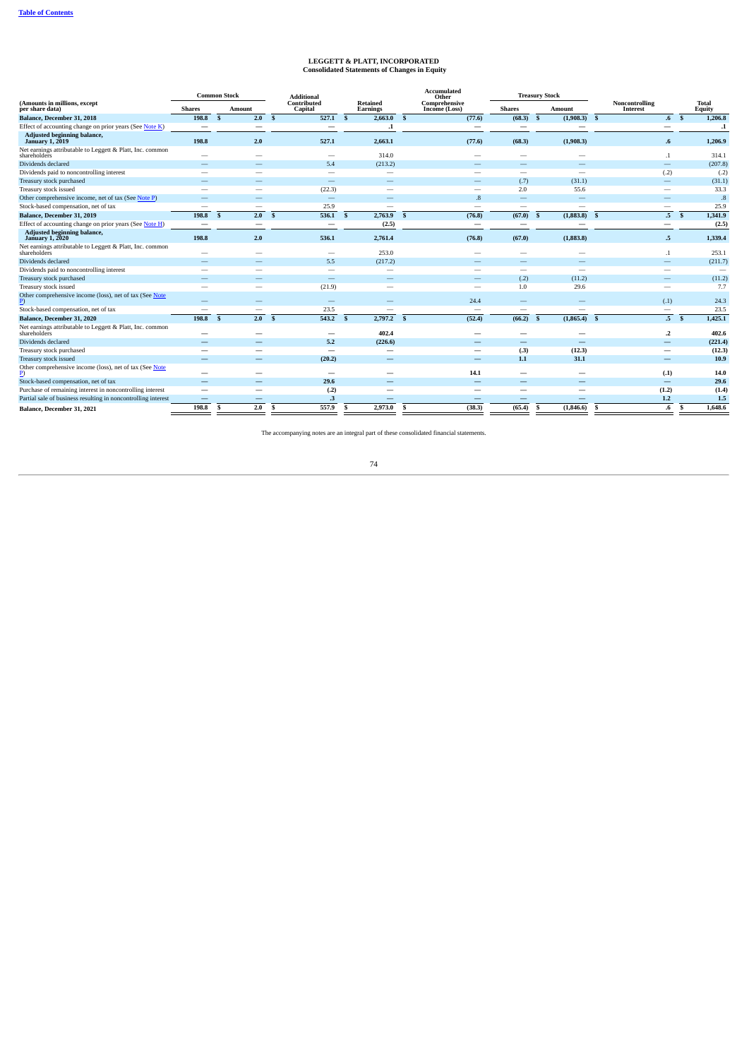[Table of Contents](#)

# LEGGETT & PLATT, INCORPORATED
## Consolidated Statements of Changes in Equity

| (Amounts in millions, except per share data) | Common Stock | | Additional Contributed Capital | Retained Earnings | Accumulated Other Comprehensive Income (Loss) | Treasury Stock | | Noncontrolling Interest | Total Equity |
|---|---|---|---|---|---|---|---|---|---|
| | Shares | Amount | | | | Shares | Amount | | |
| **Balance, December 31, 2018** | 198.8 | $ 2.0 | $ 527.1 | $ 2,663.0 | $ (77.6) | (68.3) | $ (1,908.3) | $ .6 | $ 1,206.8 |
| Effect of accounting change on prior years (See Note K) | — | — | — | .1 | — | — | — | — | .1 |
| **Adjusted beginning balance, January 1, 2019** | 198.8 | 2.0 | 527.1 | 2,663.1 | (77.6) | (68.3) | (1,908.3) | .6 | 1,206.9 |
| Net earnings attributable to Leggett & Platt, Inc. common shareholders | — | — | — | 314.0 | — | — | — | .1 | 314.1 |
| Dividends declared | — | — | 5.4 | (213.2) | — | — | — | — | (207.8) |
| Dividends paid to noncontrolling interest | — | — | — | — | — | — | — | (.2) | (.2) |
| Treasury stock purchased | — | — | — | — | — | (.7) | (31.1) | — | (31.1) |
| Treasury stock issued | — | — | (22.3) | — | — | 2.0 | 55.6 | — | 33.3 |
| Other comprehensive income, net of tax (See Note P) | — | — | — | — | .8 | — | — | — | .8 |
| Stock-based compensation, net of tax | — | — | 25.9 | — | — | — | — | — | 25.9 |
| **Balance, December 31, 2019** | 198.8 | $ 2.0 | $ 536.1 | $ 2,763.9 | $ (76.8) | (67.0) | $ (1,883.8) | $ .5 | $ 1,341.9 |
| Effect of accounting change on prior years (See Note H) | — | — | — | (2.5) | — | — | — | — | (2.5) |
| **Adjusted beginning balance, January 1, 2020** | 198.8 | 2.0 | 536.1 | 2,761.4 | (76.8) | (67.0) | (1,883.8) | .5 | 1,339.4 |
| Net earnings attributable to Leggett & Platt, Inc. common shareholders | — | — | — | 253.0 | — | — | — | .1 | 253.1 |
| Dividends declared | — | — | 5.5 | (217.2) | — | — | — | — | (211.7) |
| Dividends paid to noncontrolling interest | — | — | — | — | — | — | — | — | — |
| Treasury stock purchased | — | — | — | — | — | (.2) | (11.2) | — | (11.2) |
| Treasury stock issued | — | — | (21.9) | — | — | 1.0 | 29.6 | — | 7.7 |
| Other comprehensive income (loss), net of tax (See Note P) | — | — | — | — | 24.4 | — | — | (.1) | 24.3 |
| Stock-based compensation, net of tax | — | — | 23.5 | — | — | — | — | — | 23.5 |
| **Balance, December 31, 2020** | 198.8 | $ 2.0 | $ 543.2 | $ 2,797.2 | $ (52.4) | (66.2) | $ (1,865.4) | $ .5 | $ 1,425.1 |
| Net earnings attributable to Leggett & Platt, Inc. common shareholders | — | — | — | **402.4** | — | — | — | **.2** | **402.6** |
| Dividends declared | — | — | **5.2** | **(226.6)** | — | — | — | — | **(221.4)** |
| Treasury stock purchased | — | — | — | — | — | **(.3)** | **(12.3)** | — | **(12.3)** |
| Treasury stock issued | — | — | **(20.2)** | — | — | **1.1** | **31.1** | — | **10.9** |
| Other comprehensive income (loss), net of tax (See Note P) | — | — | — | — | **14.1** | — | — | **(.1)** | **14.0** |
| Stock-based compensation, net of tax | — | — | **29.6** | — | — | — | — | — | **29.6** |
| Purchase of remaining interest in noncontrolling interest | — | — | **(.2)** | — | — | — | — | **(1.2)** | **(1.4)** |
| Partial sale of business resulting in noncontrolling interest | — | — | **.3** | — | — | — | — | **1.2** | **1.5** |
| **Balance, December 31, 2021** | **198.8** | **$ 2.0** | **$ 557.9** | **$ 2,973.0** | **$ (38.3)** | **(65.4)** | **$ (1,846.6)** | **$ .6** | **$ 1,648.6** |

The accompanying notes are an integral part of these consolidated financial statements.